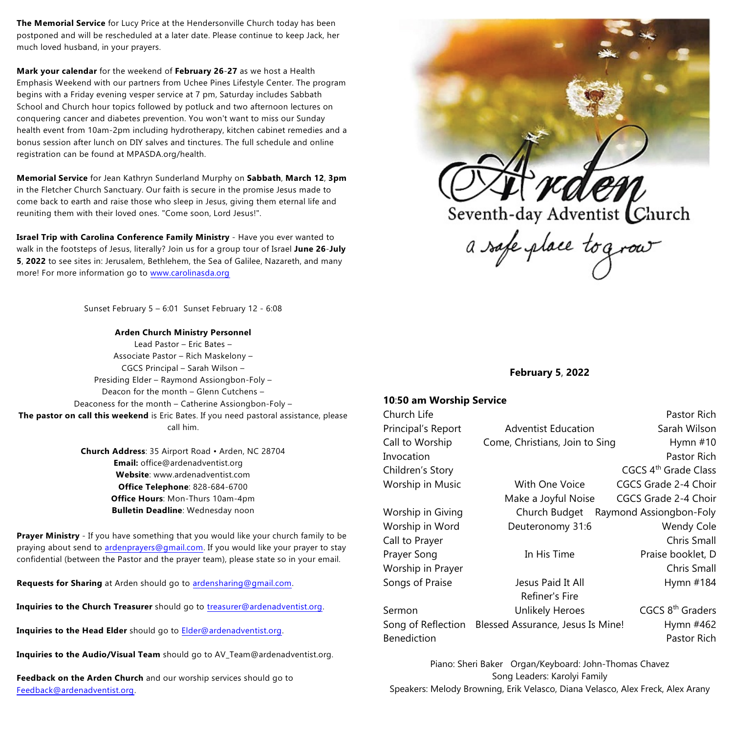**The Memorial Service** for Lucy Price at the Hendersonville Church today has been postponed and will be rescheduled at a later date. Please continue to keep Jack, her much loved husband, in your prayers.

**Mark your calendar** for the weekend of **February 26**-**27** as we host a Health Emphasis Weekend with our partners from Uchee Pines Lifestyle Center. The program begins with a Friday evening vesper service at 7 pm, Saturday includes Sabbath School and Church hour topics followed by potluck and two afternoon lectures on conquering cancer and diabetes prevention. You won't want to miss our Sunday health event from 10am-2pm including hydrotherapy, kitchen cabinet remedies and a bonus session after lunch on DIY salves and tinctures. The full schedule and online registration can be found at MPASDA.org/health.

**Memorial Service** for Jean Kathryn Sunderland Murphy on **Sabbath**, **March 12**, **3pm** in the Fletcher Church Sanctuary. Our faith is secure in the promise Jesus made to come back to earth and raise those who sleep in Jesus, giving them eternal life and reuniting them with their loved ones. "Come soon, Lord Jesus!".

**Israel Trip with Carolina Conference Family Ministry** - Have you ever wanted to walk in the footsteps of Jesus, literally? Join us for a group tour of Israel **June 26**-**July 5**, **2022** to see sites in: Jerusalem, Bethlehem, the Sea of Galilee, Nazareth, and many more! For more information go to www.carolinasda.org

Sunset February 5 – 6:01 Sunset February 12 - 6:08

**Arden Church Ministry Personnel**

Lead Pastor – Eric Bates –
Associate Pastor – Rich Maskelony –
CGCS Principal – Sarah Wilson –
Presiding Elder – Raymond Assiongbon-Foly –
Deacon for the month – Glenn Cutchens –
Deaconess for the month – Catherine Assiongbon-Foly –
**The pastor on call this weekend** is Eric Bates. If you need pastoral assistance, please call him.

**Church Address**: 35 Airport Road • Arden, NC 28704
**Email:** office@ardenadventist.org
**Website**: www.ardenadventist.com
**Office Telephone**: 828-684-6700
**Office Hours**: Mon-Thurs 10am-4pm
**Bulletin Deadline**: Wednesday noon

**Prayer Ministry** - If you have something that you would like your church family to be praying about send to ardenprayers@gmail.com. If you would like your prayer to stay confidential (between the Pastor and the prayer team), please state so in your email.

**Requests for Sharing** at Arden should go to ardensharing@gmail.com.

**Inquiries to the Church Treasurer** should go to treasurer@ardenadventist.org.

**Inquiries to the Head Elder** should go to Elder@ardenadventist.org.

**Inquiries to the Audio/Visual Team** should go to AV_Team@ardenadventist.org.

**Feedback on the Arden Church** and our worship services should go to Feedback@ardenadventist.org.

# Arden
Seventh-day Adventist Church
*a safe place to grow*

**February 5**, **2022**

**10**:**50 am Worship Service**

| | | |
|---|---|---|
| Church Life | | Pastor Rich |
| Principal's Report | Adventist Education | Sarah Wilson |
| Call to Worship | Come, Christians, Join to Sing | Hymn #10 |
| Invocation | | Pastor Rich |
| Children's Story | | CGCS 4th Grade Class |
| Worship in Music | With One Voice | CGCS Grade 2-4 Choir |
| | Make a Joyful Noise | CGCS Grade 2-4 Choir |
| Worship in Giving | Church Budget | Raymond Assiongbon-Foly |
| Worship in Word | Deuteronomy 31:6 | Wendy Cole |
| Call to Prayer | | Chris Small |
| Prayer Song | In His Time | Praise booklet, D |
| Worship in Prayer | | Chris Small |
| Songs of Praise | Jesus Paid It All | Hymn #184 |
| | Refiner's Fire | |
| Sermon | Unlikely Heroes | CGCS 8th Graders |
| Song of Reflection | Blessed Assurance, Jesus Is Mine! | Hymn #462 |
| Benediction | | Pastor Rich |

Piano: Sheri Baker Organ/Keyboard: John-Thomas Chavez
Song Leaders: Karolyi Family
Speakers: Melody Browning, Erik Velasco, Diana Velasco, Alex Freck, Alex Arany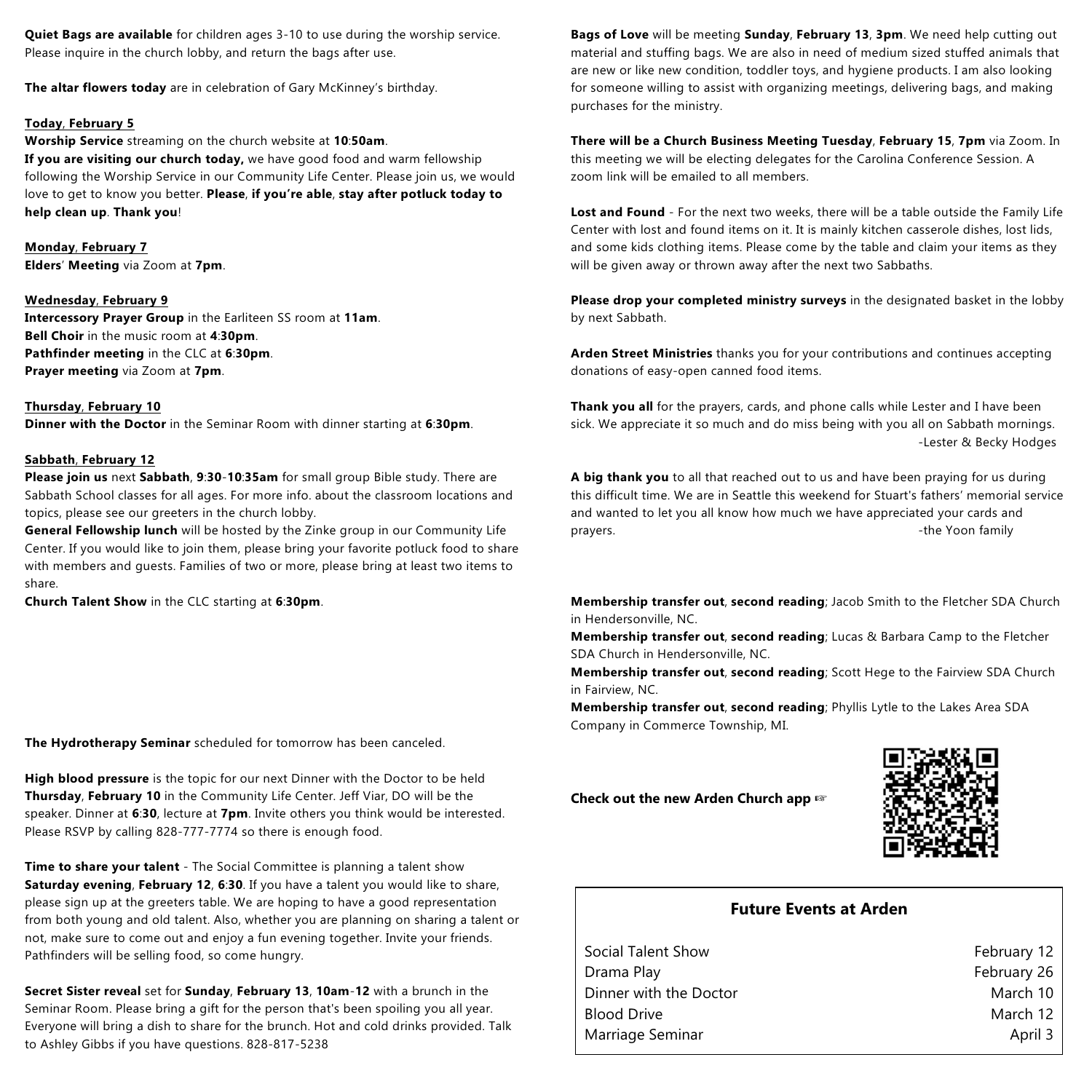**Quiet Bags are available** for children ages 3-10 to use during the worship service. Please inquire in the church lobby, and return the bags after use.

**The altar flowers today** are in celebration of Gary McKinney's birthday.

**Today, February 5**

**Worship Service** streaming on the church website at **10:50am**.

**If you are visiting our church today,** we have good food and warm fellowship following the Worship Service in our Community Life Center. Please join us, we would love to get to know you better. **Please, if you're able, stay after potluck today to help clean up. Thank you**!

**Monday, February 7**

**Elders' Meeting** via Zoom at **7pm**.

**Wednesday, February 9**

**Intercessory Prayer Group** in the Earliteen SS room at **11am**.
**Bell Choir** in the music room at **4:30pm**.
**Pathfinder meeting** in the CLC at **6:30pm**.
**Prayer meeting** via Zoom at **7pm**.

**Thursday, February 10**

**Dinner with the Doctor** in the Seminar Room with dinner starting at **6:30pm**.

**Sabbath, February 12**

**Please join us** next **Sabbath, 9:30-10:35am** for small group Bible study. There are Sabbath School classes for all ages. For more info. about the classroom locations and topics, please see our greeters in the church lobby.

**General Fellowship lunch** will be hosted by the Zinke group in our Community Life Center. If you would like to join them, please bring your favorite potluck food to share with members and guests. Families of two or more, please bring at least two items to share.

**Church Talent Show** in the CLC starting at **6:30pm**.

**The Hydrotherapy Seminar** scheduled for tomorrow has been canceled.

**High blood pressure** is the topic for our next Dinner with the Doctor to be held **Thursday, February 10** in the Community Life Center. Jeff Viar, DO will be the speaker. Dinner at **6:30**, lecture at **7pm**. Invite others you think would be interested. Please RSVP by calling 828-777-7774 so there is enough food.

**Time to share your talent** - The Social Committee is planning a talent show **Saturday evening, February 12, 6:30**. If you have a talent you would like to share, please sign up at the greeters table. We are hoping to have a good representation from both young and old talent. Also, whether you are planning on sharing a talent or not, make sure to come out and enjoy a fun evening together. Invite your friends. Pathfinders will be selling food, so come hungry.

**Secret Sister reveal** set for **Sunday, February 13, 10am-12** with a brunch in the Seminar Room. Please bring a gift for the person that's been spoiling you all year. Everyone will bring a dish to share for the brunch. Hot and cold drinks provided. Talk to Ashley Gibbs if you have questions. 828-817-5238

**Bags of Love** will be meeting **Sunday, February 13, 3pm**. We need help cutting out material and stuffing bags. We are also in need of medium sized stuffed animals that are new or like new condition, toddler toys, and hygiene products. I am also looking for someone willing to assist with organizing meetings, delivering bags, and making purchases for the ministry.

**There will be a Church Business Meeting Tuesday, February 15, 7pm** via Zoom. In this meeting we will be electing delegates for the Carolina Conference Session. A zoom link will be emailed to all members.

**Lost and Found** - For the next two weeks, there will be a table outside the Family Life Center with lost and found items on it. It is mainly kitchen casserole dishes, lost lids, and some kids clothing items. Please come by the table and claim your items as they will be given away or thrown away after the next two Sabbaths.

**Please drop your completed ministry surveys** in the designated basket in the lobby by next Sabbath.

**Arden Street Ministries** thanks you for your contributions and continues accepting donations of easy-open canned food items.

**Thank you all** for the prayers, cards, and phone calls while Lester and I have been sick. We appreciate it so much and do miss being with you all on Sabbath mornings.
-Lester & Becky Hodges

**A big thank you** to all that reached out to us and have been praying for us during this difficult time. We are in Seattle this weekend for Stuart's fathers' memorial service and wanted to let you all know how much we have appreciated your cards and prayers.
-the Yoon family

**Membership transfer out, second reading**; Jacob Smith to the Fletcher SDA Church in Hendersonville, NC.
**Membership transfer out, second reading**; Lucas & Barbara Camp to the Fletcher SDA Church in Hendersonville, NC.
**Membership transfer out, second reading**; Scott Hege to the Fairview SDA Church in Fairview, NC.
**Membership transfer out, second reading**; Phyllis Lytle to the Lakes Area SDA Company in Commerce Township, MI.

**Check out the new Arden Church app** ☞

## Future Events at Arden

| | |
|---|---|
| Social Talent Show | February 12 |
| Drama Play | February 26 |
| Dinner with the Doctor | March 10 |
| Blood Drive | March 12 |
| Marriage Seminar | April 3 |